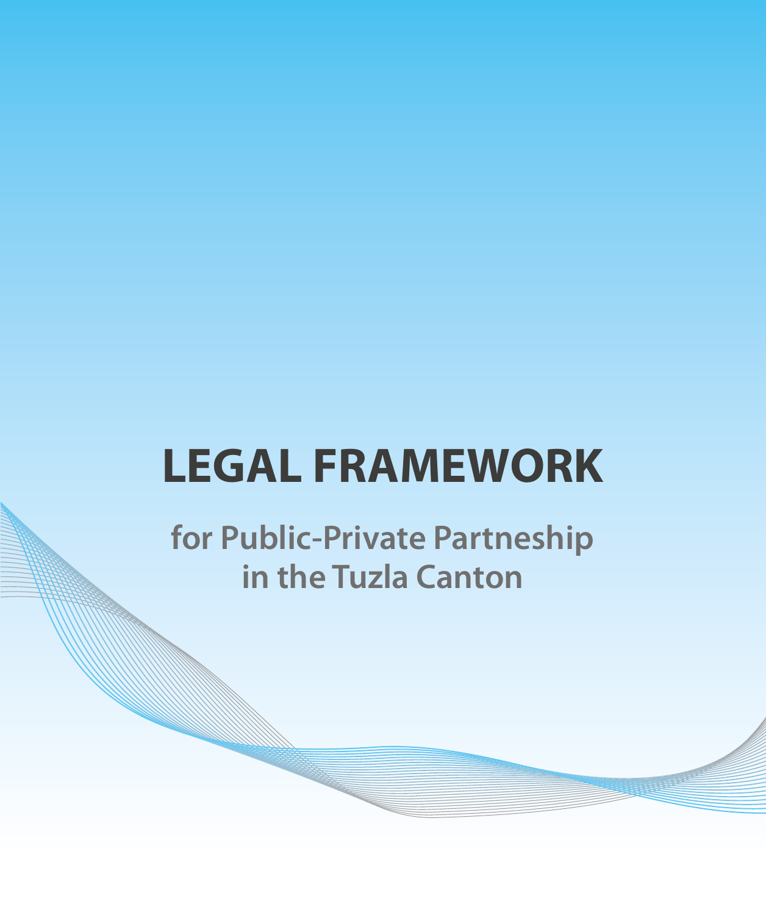# LEGAL FRAMEWORK

## for Public-Private Partnership in the Tuzla Canton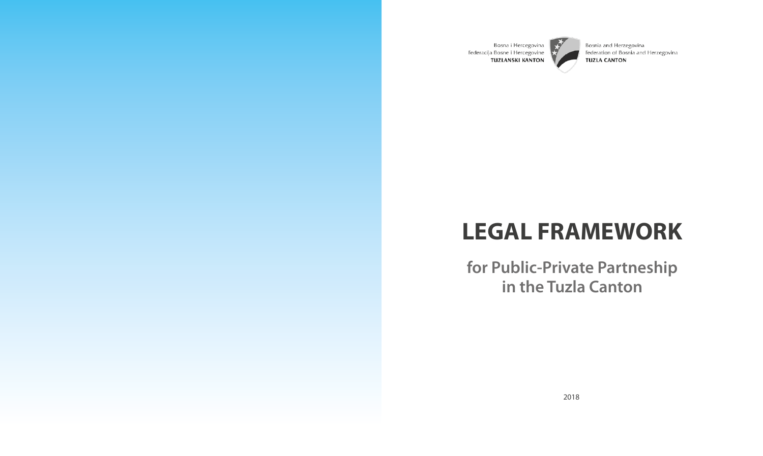Bosna i Hercegovina
Federacija Bosne i Hercegovine
**TUZLANSKI KANTON**

Bosnia and Herzegovina
Federation of Bosnia and Herzegovina
**TUZLA CANTON**

# LEGAL FRAMEWORK

## for Public-Private Partneship in the Tuzla Canton

2018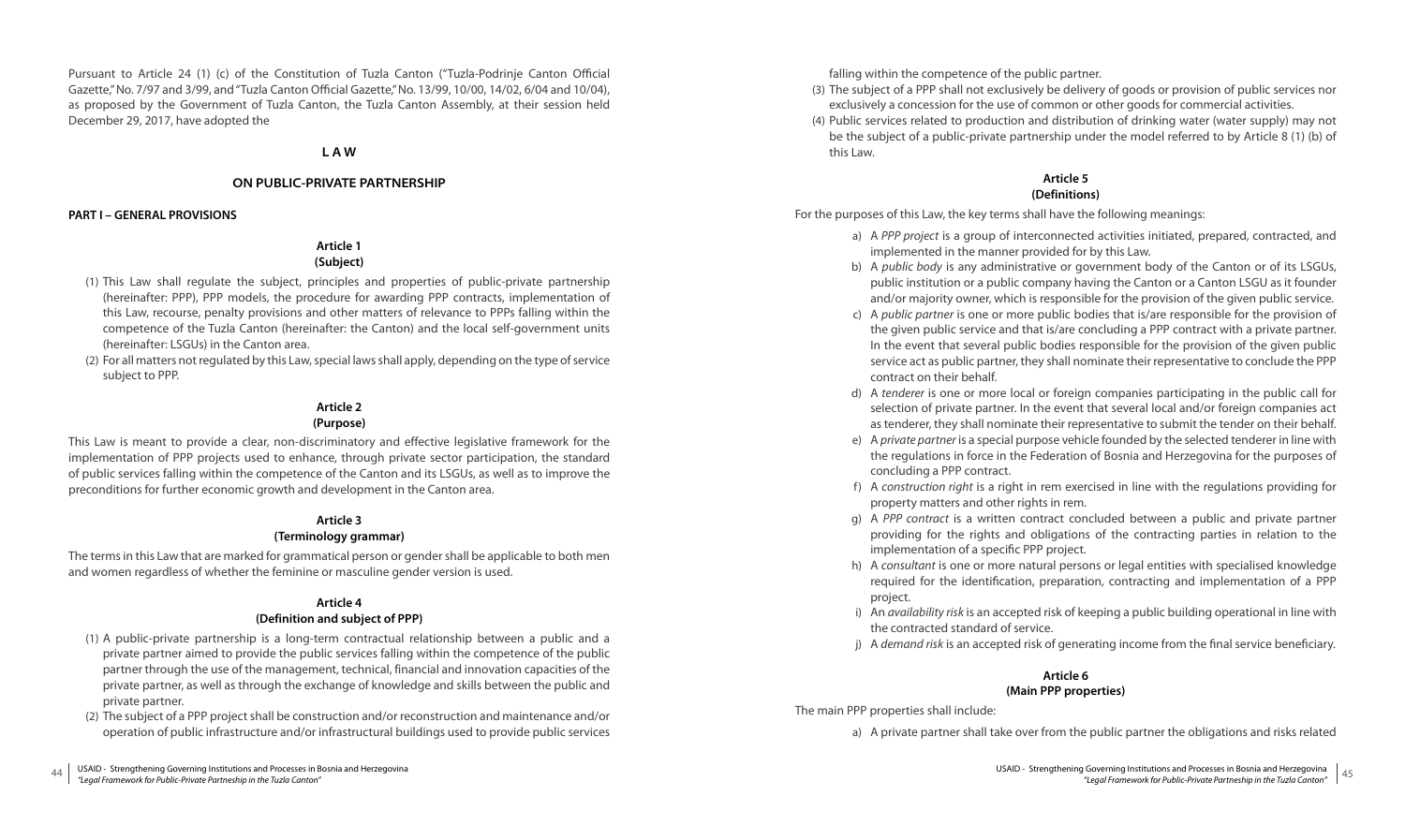Pursuant to Article 24 (1) (c) of the Constitution of Tuzla Canton ("Tuzla-Podrinje Canton Official Gazette," No. 7/97 and 3/99, and "Tuzla Canton Official Gazette," No. 13/99, 10/00, 14/02, 6/04 and 10/04), as proposed by the Government of Tuzla Canton, the Tuzla Canton Assembly, at their session held December 29, 2017, have adopted the

# LAW

# ON PUBLIC-PRIVATE PARTNERSHIP

## PART I – GENERAL PROVISIONS

### Article 1
### (Subject)

(1) This Law shall regulate the subject, principles and properties of public-private partnership (hereinafter: PPP), PPP models, the procedure for awarding PPP contracts, implementation of this Law, recourse, penalty provisions and other matters of relevance to PPPs falling within the competence of the Tuzla Canton (hereinafter: the Canton) and the local self-government units (hereinafter: LSGUs) in the Canton area.

(2) For all matters not regulated by this Law, special laws shall apply, depending on the type of service subject to PPP.

### Article 2
### (Purpose)

This Law is meant to provide a clear, non-discriminatory and effective legislative framework for the implementation of PPP projects used to enhance, through private sector participation, the standard of public services falling within the competence of the Canton and its LSGUs, as well as to improve the preconditions for further economic growth and development in the Canton area.

### Article 3
### (Terminology grammar)

The terms in this Law that are marked for grammatical person or gender shall be applicable to both men and women regardless of whether the feminine or masculine gender version is used.

### Article 4
### (Definition and subject of PPP)

(1) A public-private partnership is a long-term contractual relationship between a public and a private partner aimed to provide the public services falling within the competence of the public partner through the use of the management, technical, financial and innovation capacities of the private partner, as well as through the exchange of knowledge and skills between the public and private partner.

(2) The subject of a PPP project shall be construction and/or reconstruction and maintenance and/or operation of public infrastructure and/or infrastructural buildings used to provide public services falling within the competence of the public partner.

(3) The subject of a PPP shall not exclusively be delivery of goods or provision of public services nor exclusively a concession for the use of common or other goods for commercial activities.

(4) Public services related to production and distribution of drinking water (water supply) may not be the subject of a public-private partnership under the model referred to by Article 8 (1) (b) of this Law.

### Article 5
### (Definitions)

For the purposes of this Law, the key terms shall have the following meanings:

a) A *PPP project* is a group of interconnected activities initiated, prepared, contracted, and implemented in the manner provided for by this Law.

b) A *public body* is any administrative or government body of the Canton or of its LSGUs, public institution or a public company having the Canton or a Canton LSGU as it founder and/or majority owner, which is responsible for the provision of the given public service.

c) A *public partner* is one or more public bodies that is/are responsible for the provision of the given public service and that is/are concluding a PPP contract with a private partner. In the event that several public bodies responsible for the provision of the given public service act as public partner, they shall nominate their representative to conclude the PPP contract on their behalf.

d) A *tenderer* is one or more local or foreign companies participating in the public call for selection of private partner. In the event that several local and/or foreign companies act as tenderer, they shall nominate their representative to submit the tender on their behalf.

e) A *private partner* is a special purpose vehicle founded by the selected tenderer in line with the regulations in force in the Federation of Bosnia and Herzegovina for the purposes of concluding a PPP contract.

f) A *construction right* is a right in rem exercised in line with the regulations providing for property matters and other rights in rem.

g) A *PPP contract* is a written contract concluded between a public and private partner providing for the rights and obligations of the contracting parties in relation to the implementation of a specific PPP project.

h) A *consultant* is one or more natural persons or legal entities with specialised knowledge required for the identification, preparation, contracting and implementation of a PPP project.

i) An *availability risk* is an accepted risk of keeping a public building operational in line with the contracted standard of service.

j) A *demand risk* is an accepted risk of generating income from the final service beneficiary.

### Article 6
### (Main PPP properties)

The main PPP properties shall include:

a) A private partner shall take over from the public partner the obligations and risks related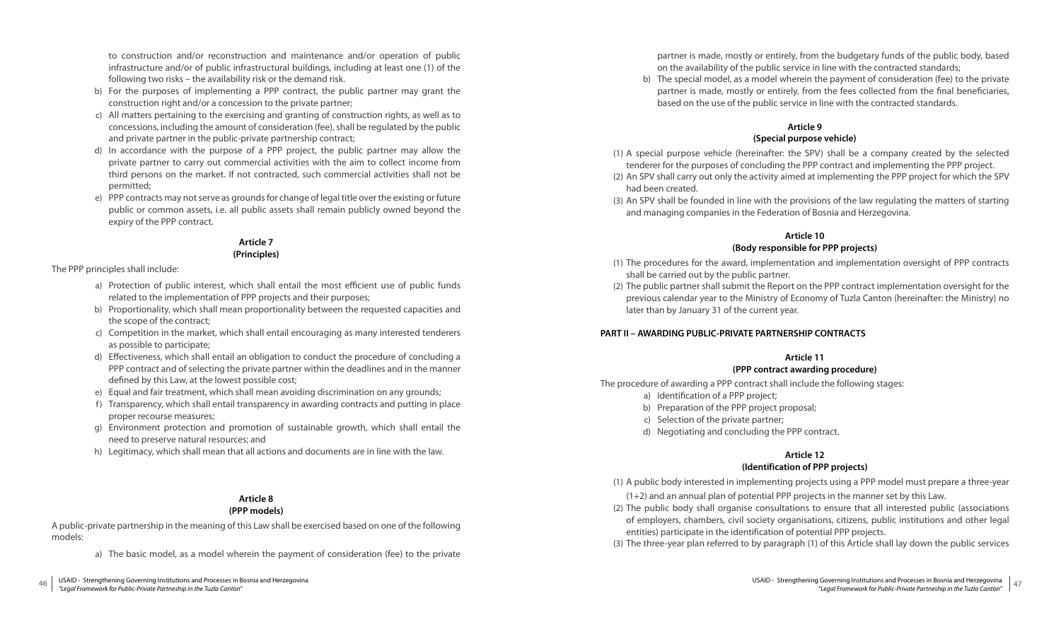to construction and/or reconstruction and maintenance and/or operation of public infrastructure and/or of public infrastructural buildings, including at least one (1) of the following two risks – the availability risk or the demand risk.

b) For the purposes of implementing a PPP contract, the public partner may grant the construction right and/or a concession to the private partner;
c) All matters pertaining to the exercising and granting of construction rights, as well as to concessions, including the amount of consideration (fee), shall be regulated by the public and private partner in the public-private partnership contract;
d) In accordance with the purpose of a PPP project, the public partner may allow the private partner to carry out commercial activities with the aim to collect income from third persons on the market. If not contracted, such commercial activities shall not be permitted;
e) PPP contracts may not serve as grounds for change of legal title over the existing or future public or common assets, i.e. all public assets shall remain publicly owned beyond the expiry of the PPP contract.

**Article 7**
**(Principles)**

The PPP principles shall include:

a) Protection of public interest, which shall entail the most efficient use of public funds related to the implementation of PPP projects and their purposes;
b) Proportionality, which shall mean proportionality between the requested capacities and the scope of the contract;
c) Competition in the market, which shall entail encouraging as many interested tenderers as possible to participate;
d) Effectiveness, which shall entail an obligation to conduct the procedure of concluding a PPP contract and of selecting the private partner within the deadlines and in the manner defined by this Law, at the lowest possible cost;
e) Equal and fair treatment, which shall mean avoiding discrimination on any grounds;
f) Transparency, which shall entail transparency in awarding contracts and putting in place proper recourse measures;
g) Environment protection and promotion of sustainable growth, which shall entail the need to preserve natural resources; and
h) Legitimacy, which shall mean that all actions and documents are in line with the law.

**Article 8**
**(PPP models)**

A public-private partnership in the meaning of this Law shall be exercised based on one of the following models:

a) The basic model, as a model wherein the payment of consideration (fee) to the private partner is made, mostly or entirely, from the budgetary funds of the public body, based on the availability of the public service in line with the contracted standards;
b) The special model, as a model wherein the payment of consideration (fee) to the private partner is made, mostly or entirely, from the fees collected from the final beneficiaries, based on the use of the public service in line with the contracted standards.

**Article 9**
**(Special purpose vehicle)**

(1) A special purpose vehicle (hereinafter: the SPV) shall be a company created by the selected tenderer for the purposes of concluding the PPP contract and implementing the PPP project.
(2) An SPV shall carry out only the activity aimed at implementing the PPP project for which the SPV had been created.
(3) An SPV shall be founded in line with the provisions of the law regulating the matters of starting and managing companies in the Federation of Bosnia and Herzegovina.

**Article 10**
**(Body responsible for PPP projects)**

(1) The procedures for the award, implementation and implementation oversight of PPP contracts shall be carried out by the public partner.
(2) The public partner shall submit the Report on the PPP contract implementation oversight for the previous calendar year to the Ministry of Economy of Tuzla Canton (hereinafter: the Ministry) no later than by January 31 of the current year.

## PART II – AWARDING PUBLIC-PRIVATE PARTNERSHIP CONTRACTS

**Article 11**
**(PPP contract awarding procedure)**

The procedure of awarding a PPP contract shall include the following stages:

a) Identification of a PPP project;
b) Preparation of the PPP project proposal;
c) Selection of the private partner;
d) Negotiating and concluding the PPP contract.

**Article 12**
**(Identification of PPP projects)**

(1) A public body interested in implementing projects using a PPP model must prepare a three-year (1+2) and an annual plan of potential PPP projects in the manner set by this Law.
(2) The public body shall organise consultations to ensure that all interested public (associations of employers, chambers, civil society organisations, citizens, public institutions and other legal entities) participate in the identification of potential PPP projects.
(3) The three-year plan referred to by paragraph (1) of this Article shall lay down the public services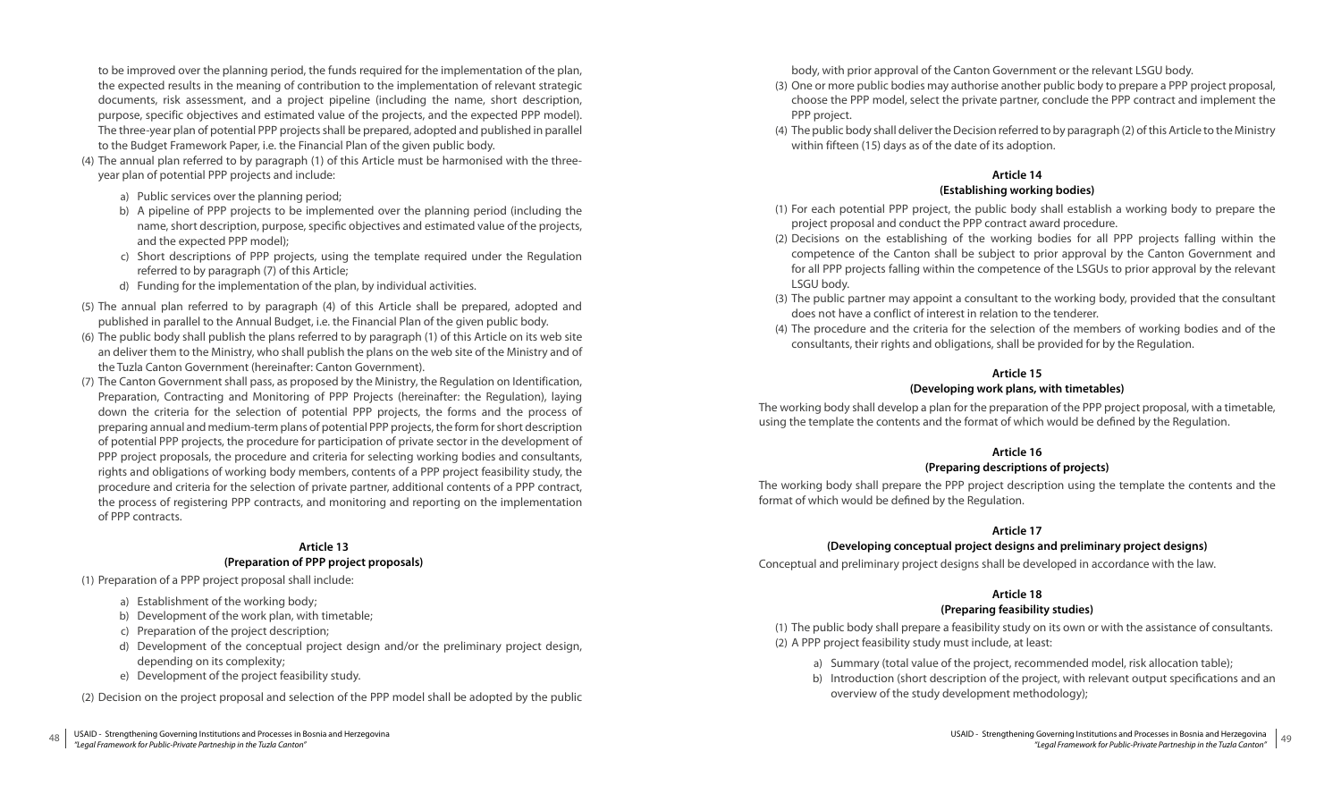to be improved over the planning period, the funds required for the implementation of the plan, the expected results in the meaning of contribution to the implementation of relevant strategic documents, risk assessment, and a project pipeline (including the name, short description, purpose, specific objectives and estimated value of the projects, and the expected PPP model). The three-year plan of potential PPP projects shall be prepared, adopted and published in parallel to the Budget Framework Paper, i.e. the Financial Plan of the given public body.

(4) The annual plan referred to by paragraph (1) of this Article must be harmonised with the three-year plan of potential PPP projects and include:

a) Public services over the planning period;

b) A pipeline of PPP projects to be implemented over the planning period (including the name, short description, purpose, specific objectives and estimated value of the projects, and the expected PPP model);

c) Short descriptions of PPP projects, using the template required under the Regulation referred to by paragraph (7) of this Article;

d) Funding for the implementation of the plan, by individual activities.

(5) The annual plan referred to by paragraph (4) of this Article shall be prepared, adopted and published in parallel to the Annual Budget, i.e. the Financial Plan of the given public body.

(6) The public body shall publish the plans referred to by paragraph (1) of this Article on its web site an deliver them to the Ministry, who shall publish the plans on the web site of the Ministry and of the Tuzla Canton Government (hereinafter: Canton Government).

(7) The Canton Government shall pass, as proposed by the Ministry, the Regulation on Identification, Preparation, Contracting and Monitoring of PPP Projects (hereinafter: the Regulation), laying down the criteria for the selection of potential PPP projects, the forms and the process of preparing annual and medium-term plans of potential PPP projects, the form for short description of potential PPP projects, the procedure for participation of private sector in the development of PPP project proposals, the procedure and criteria for selecting working bodies and consultants, rights and obligations of working body members, contents of a PPP project feasibility study, the procedure and criteria for the selection of private partner, additional contents of a PPP contract, the process of registering PPP contracts, and monitoring and reporting on the implementation of PPP contracts.

### Article 13
### (Preparation of PPP project proposals)

(1) Preparation of a PPP project proposal shall include:

a) Establishment of the working body;

b) Development of the work plan, with timetable;

c) Preparation of the project description;

d) Development of the conceptual project design and/or the preliminary project design, depending on its complexity;

e) Development of the project feasibility study.

(2) Decision on the project proposal and selection of the PPP model shall be adopted by the public body, with prior approval of the Canton Government or the relevant LSGU body.

(3) One or more public bodies may authorise another public body to prepare a PPP project proposal, choose the PPP model, select the private partner, conclude the PPP contract and implement the PPP project.

(4) The public body shall deliver the Decision referred to by paragraph (2) of this Article to the Ministry within fifteen (15) days as of the date of its adoption.

### Article 14
### (Establishing working bodies)

(1) For each potential PPP project, the public body shall establish a working body to prepare the project proposal and conduct the PPP contract award procedure.

(2) Decisions on the establishing of the working bodies for all PPP projects falling within the competence of the Canton shall be subject to prior approval by the Canton Government and for all PPP projects falling within the competence of the LSGUs to prior approval by the relevant LSGU body.

(3) The public partner may appoint a consultant to the working body, provided that the consultant does not have a conflict of interest in relation to the tenderer.

(4) The procedure and the criteria for the selection of the members of working bodies and of the consultants, their rights and obligations, shall be provided for by the Regulation.

### Article 15
### (Developing work plans, with timetables)

The working body shall develop a plan for the preparation of the PPP project proposal, with a timetable, using the template the contents and the format of which would be defined by the Regulation.

### Article 16
### (Preparing descriptions of projects)

The working body shall prepare the PPP project description using the template the contents and the format of which would be defined by the Regulation.

### Article 17
### (Developing conceptual project designs and preliminary project designs)

Conceptual and preliminary project designs shall be developed in accordance with the law.

### Article 18
### (Preparing feasibility studies)

(1) The public body shall prepare a feasibility study on its own or with the assistance of consultants.

(2) A PPP project feasibility study must include, at least:

a) Summary (total value of the project, recommended model, risk allocation table);

b) Introduction (short description of the project, with relevant output specifications and an overview of the study development methodology);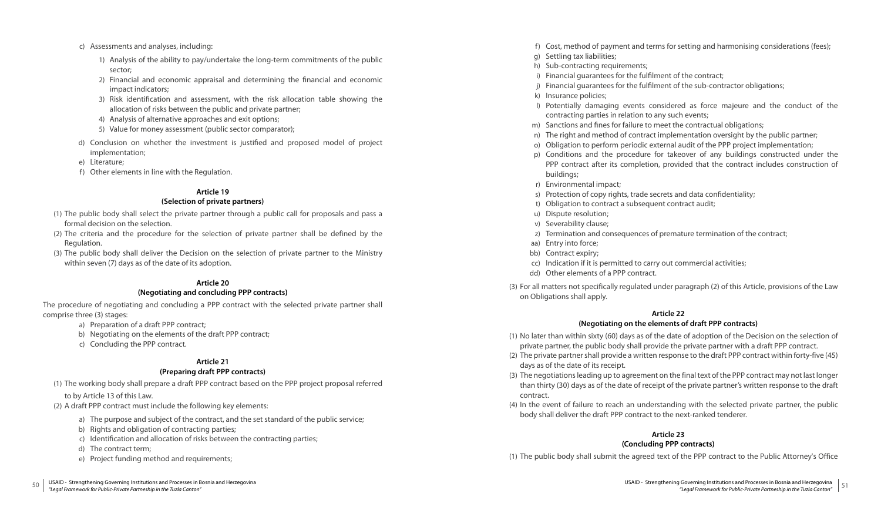c) Assessments and analyses, including:
    1) Analysis of the ability to pay/undertake the long-term commitments of the public sector;
    2) Financial and economic appraisal and determining the financial and economic impact indicators;
    3) Risk identification and assessment, with the risk allocation table showing the allocation of risks between the public and private partner;
    4) Analysis of alternative approaches and exit options;
    5) Value for money assessment (public sector comparator);

d) Conclusion on whether the investment is justified and proposed model of project implementation;

e) Literature;

f) Other elements in line with the Regulation.

**Article 19**
**(Selection of private partners)**

(1) The public body shall select the private partner through a public call for proposals and pass a formal decision on the selection.

(2) The criteria and the procedure for the selection of private partner shall be defined by the Regulation.

(3) The public body shall deliver the Decision on the selection of private partner to the Ministry within seven (7) days as of the date of its adoption.

**Article 20**
**(Negotiating and concluding PPP contracts)**

The procedure of negotiating and concluding a PPP contract with the selected private partner shall comprise three (3) stages:

a) Preparation of a draft PPP contract;
b) Negotiating on the elements of the draft PPP contract;
c) Concluding the PPP contract.

**Article 21**
**(Preparing draft PPP contracts)**

(1) The working body shall prepare a draft PPP contract based on the PPP project proposal referred to by Article 13 of this Law.

(2) A draft PPP contract must include the following key elements:

a) The purpose and subject of the contract, and the set standard of the public service;
b) Rights and obligation of contracting parties;
c) Identification and allocation of risks between the contracting parties;
d) The contract term;
e) Project funding method and requirements;
f) Cost, method of payment and terms for setting and harmonising considerations (fees);
g) Settling tax liabilities;
h) Sub-contracting requirements;
i) Financial guarantees for the fulfilment of the contract;
j) Financial guarantees for the fulfilment of the sub-contractor obligations;
k) Insurance policies;
l) Potentially damaging events considered as force majeure and the conduct of the contracting parties in relation to any such events;
m) Sanctions and fines for failure to meet the contractual obligations;
n) The right and method of contract implementation oversight by the public partner;
o) Obligation to perform periodic external audit of the PPP project implementation;
p) Conditions and the procedure for takeover of any buildings constructed under the PPP contract after its completion, provided that the contract includes construction of buildings;
r) Environmental impact;
s) Protection of copy rights, trade secrets and data confidentiality;
t) Obligation to contract a subsequent contract audit;
u) Dispute resolution;
v) Severability clause;
z) Termination and consequences of premature termination of the contract;
aa) Entry into force;
bb) Contract expiry;
cc) Indication if it is permitted to carry out commercial activities;
dd) Other elements of a PPP contract.

(3) For all matters not specifically regulated under paragraph (2) of this Article, provisions of the Law on Obligations shall apply.

**Article 22**
**(Negotiating on the elements of draft PPP contracts)**

(1) No later than within sixty (60) days as of the date of adoption of the Decision on the selection of private partner, the public body shall provide the private partner with a draft PPP contract.

(2) The private partner shall provide a written response to the draft PPP contract within forty-five (45) days as of the date of its receipt.

(3) The negotiations leading up to agreement on the final text of the PPP contract may not last longer than thirty (30) days as of the date of receipt of the private partner's written response to the draft contract.

(4) In the event of failure to reach an understanding with the selected private partner, the public body shall deliver the draft PPP contract to the next-ranked tenderer.

**Article 23**
**(Concluding PPP contracts)**

(1) The public body shall submit the agreed text of the PPP contract to the Public Attorney's Office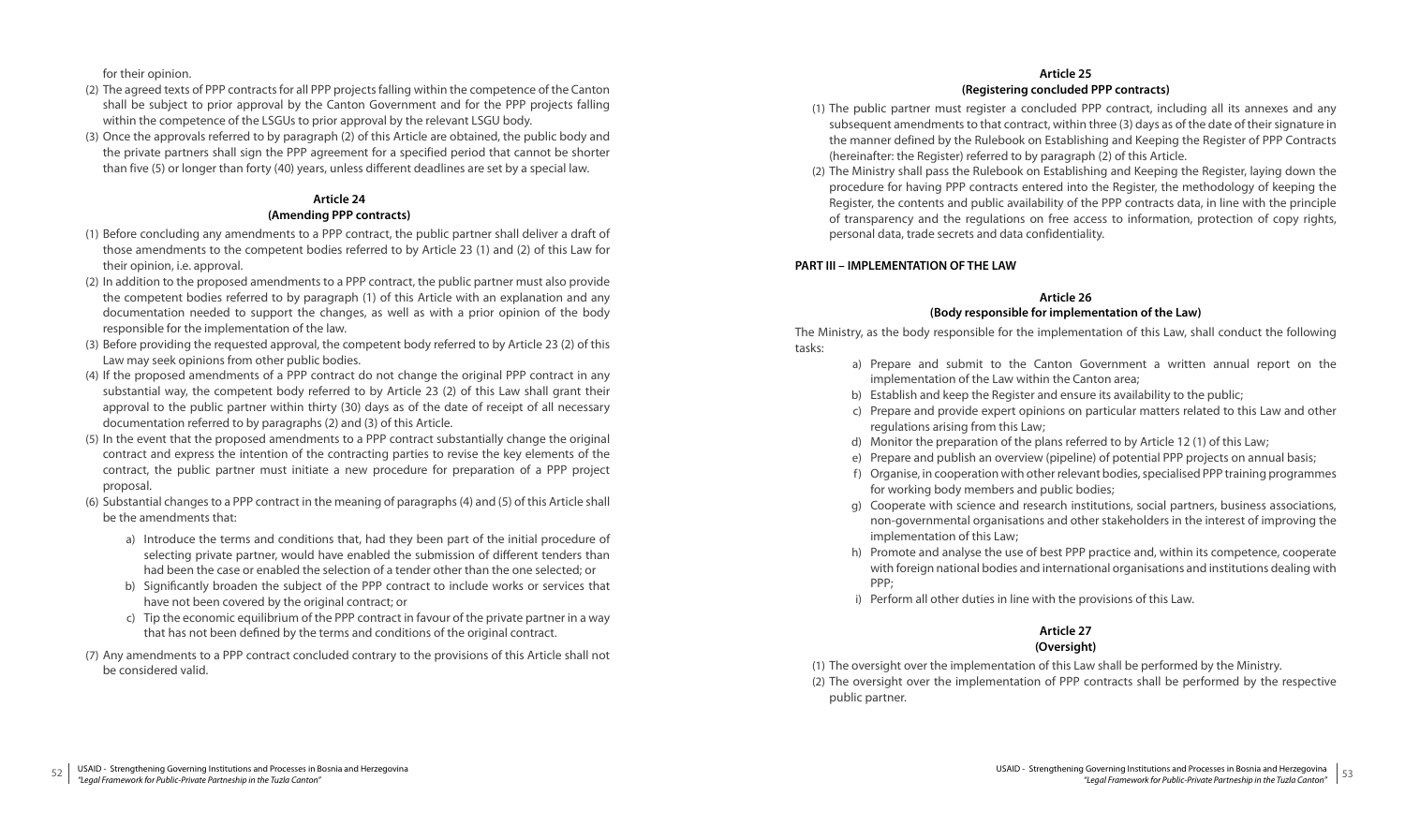for their opinion.

(2) The agreed texts of PPP contracts for all PPP projects falling within the competence of the Canton shall be subject to prior approval by the Canton Government and for the PPP projects falling within the competence of the LSGUs to prior approval by the relevant LSGU body.

(3) Once the approvals referred to by paragraph (2) of this Article are obtained, the public body and the private partners shall sign the PPP agreement for a specified period that cannot be shorter than five (5) or longer than forty (40) years, unless different deadlines are set by a special law.

### Article 24
### (Amending PPP contracts)

(1) Before concluding any amendments to a PPP contract, the public partner shall deliver a draft of those amendments to the competent bodies referred to by Article 23 (1) and (2) of this Law for their opinion, i.e. approval.

(2) In addition to the proposed amendments to a PPP contract, the public partner must also provide the competent bodies referred to by paragraph (1) of this Article with an explanation and any documentation needed to support the changes, as well as with a prior opinion of the body responsible for the implementation of the law.

(3) Before providing the requested approval, the competent body referred to by Article 23 (2) of this Law may seek opinions from other public bodies.

(4) If the proposed amendments of a PPP contract do not change the original PPP contract in any substantial way, the competent body referred to by Article 23 (2) of this Law shall grant their approval to the public partner within thirty (30) days as of the date of receipt of all necessary documentation referred to by paragraphs (2) and (3) of this Article.

(5) In the event that the proposed amendments to a PPP contract substantially change the original contract and express the intention of the contracting parties to revise the key elements of the contract, the public partner must initiate a new procedure for preparation of a PPP project proposal.

(6) Substantial changes to a PPP contract in the meaning of paragraphs (4) and (5) of this Article shall be the amendments that:

a) Introduce the terms and conditions that, had they been part of the initial procedure of selecting private partner, would have enabled the submission of different tenders than had been the case or enabled the selection of a tender other than the one selected; or

b) Significantly broaden the subject of the PPP contract to include works or services that have not been covered by the original contract; or

c) Tip the economic equilibrium of the PPP contract in favour of the private partner in a way that has not been defined by the terms and conditions of the original contract.

(7) Any amendments to a PPP contract concluded contrary to the provisions of this Article shall not be considered valid.

### Article 25
### (Registering concluded PPP contracts)

(1) The public partner must register a concluded PPP contract, including all its annexes and any subsequent amendments to that contract, within three (3) days as of the date of their signature in the manner defined by the Rulebook on Establishing and Keeping the Register of PPP Contracts (hereinafter: the Register) referred to by paragraph (2) of this Article.

(2) The Ministry shall pass the Rulebook on Establishing and Keeping the Register, laying down the procedure for having PPP contracts entered into the Register, the methodology of keeping the Register, the contents and public availability of the PPP contracts data, in line with the principle of transparency and the regulations on free access to information, protection of copy rights, personal data, trade secrets and data confidentiality.

## PART III – IMPLEMENTATION OF THE LAW

### Article 26
### (Body responsible for implementation of the Law)

The Ministry, as the body responsible for the implementation of this Law, shall conduct the following tasks:

a) Prepare and submit to the Canton Government a written annual report on the implementation of the Law within the Canton area;

b) Establish and keep the Register and ensure its availability to the public;

c) Prepare and provide expert opinions on particular matters related to this Law and other regulations arising from this Law;

d) Monitor the preparation of the plans referred to by Article 12 (1) of this Law;

e) Prepare and publish an overview (pipeline) of potential PPP projects on annual basis;

f) Organise, in cooperation with other relevant bodies, specialised PPP training programmes for working body members and public bodies;

g) Cooperate with science and research institutions, social partners, business associations, non-governmental organisations and other stakeholders in the interest of improving the implementation of this Law;

h) Promote and analyse the use of best PPP practice and, within its competence, cooperate with foreign national bodies and international organisations and institutions dealing with PPP;

i) Perform all other duties in line with the provisions of this Law.

### Article 27
### (Oversight)

(1) The oversight over the implementation of this Law shall be performed by the Ministry.

(2) The oversight over the implementation of PPP contracts shall be performed by the respective public partner.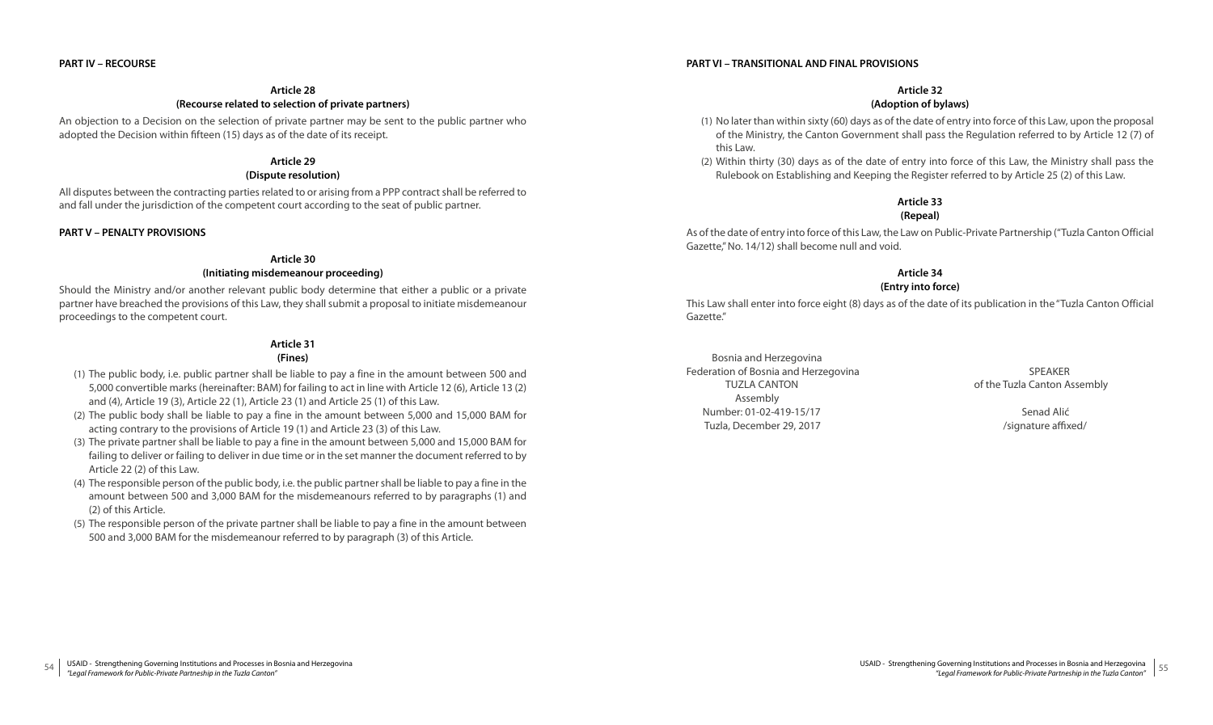## PART IV – RECOURSE

### Article 28
### (Recourse related to selection of private partners)

An objection to a Decision on the selection of private partner may be sent to the public partner who adopted the Decision within fifteen (15) days as of the date of its receipt.

### Article 29
### (Dispute resolution)

All disputes between the contracting parties related to or arising from a PPP contract shall be referred to and fall under the jurisdiction of the competent court according to the seat of public partner.

## PART V – PENALTY PROVISIONS

### Article 30
### (Initiating misdemeanour proceeding)

Should the Ministry and/or another relevant public body determine that either a public or a private partner have breached the provisions of this Law, they shall submit a proposal to initiate misdemeanour proceedings to the competent court.

### Article 31
### (Fines)

(1) The public body, i.e. public partner shall be liable to pay a fine in the amount between 500 and 5,000 convertible marks (hereinafter: BAM) for failing to act in line with Article 12 (6), Article 13 (2) and (4), Article 19 (3), Article 22 (1), Article 23 (1) and Article 25 (1) of this Law.

(2) The public body shall be liable to pay a fine in the amount between 5,000 and 15,000 BAM for acting contrary to the provisions of Article 19 (1) and Article 23 (3) of this Law.

(3) The private partner shall be liable to pay a fine in the amount between 5,000 and 15,000 BAM for failing to deliver or failing to deliver in due time or in the set manner the document referred to by Article 22 (2) of this Law.

(4) The responsible person of the public body, i.e. the public partner shall be liable to pay a fine in the amount between 500 and 3,000 BAM for the misdemeanours referred to by paragraphs (1) and (2) of this Article.

(5) The responsible person of the private partner shall be liable to pay a fine in the amount between 500 and 3,000 BAM for the misdemeanour referred to by paragraph (3) of this Article.

## PART VI – TRANSITIONAL AND FINAL PROVISIONS

### Article 32
### (Adoption of bylaws)

(1) No later than within sixty (60) days as of the date of entry into force of this Law, upon the proposal of the Ministry, the Canton Government shall pass the Regulation referred to by Article 12 (7) of this Law.

(2) Within thirty (30) days as of the date of entry into force of this Law, the Ministry shall pass the Rulebook on Establishing and Keeping the Register referred to by Article 25 (2) of this Law.

### Article 33
### (Repeal)

As of the date of entry into force of this Law, the Law on Public-Private Partnership ("Tuzla Canton Official Gazette," No. 14/12) shall become null and void.

### Article 34
### (Entry into force)

This Law shall enter into force eight (8) days as of the date of its publication in the "Tuzla Canton Official Gazette."

Bosnia and Herzegovina
Federation of Bosnia and Herzegovina
TUZLA CANTON
Assembly
Number: 01-02-419-15/17
Tuzla, December 29, 2017

SPEAKER
of the Tuzla Canton Assembly

Senad Alić
/signature affixed/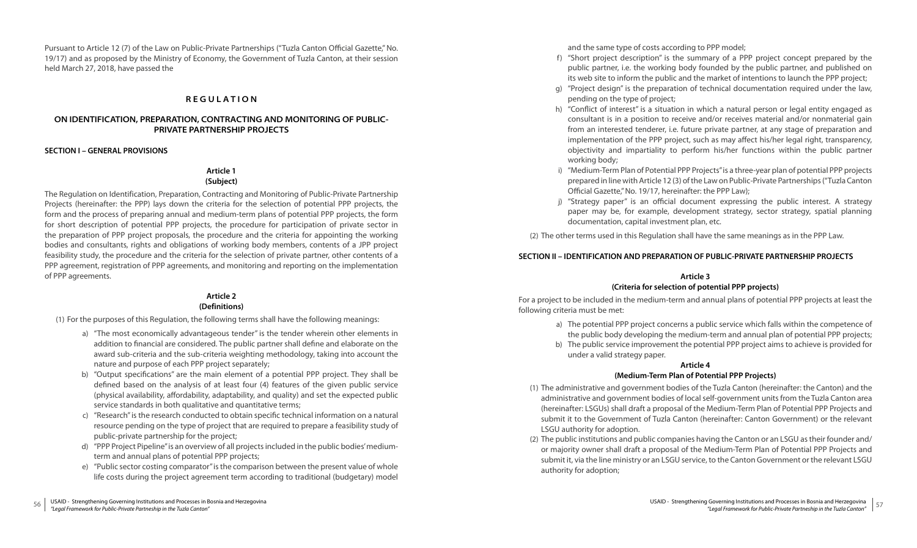Pursuant to Article 12 (7) of the Law on Public-Private Partnerships ("Tuzla Canton Official Gazette," No. 19/17) and as proposed by the Ministry of Economy, the Government of Tuzla Canton, at their session held March 27, 2018, have passed the

# REGULATION

## ON IDENTIFICATION, PREPARATION, CONTRACTING AND MONITORING OF PUBLIC-PRIVATE PARTNERSHIP PROJECTS

### SECTION I – GENERAL PROVISIONS

**Article 1**
**(Subject)**

The Regulation on Identification, Preparation, Contracting and Monitoring of Public-Private Partnership Projects (hereinafter: the PPP) lays down the criteria for the selection of potential PPP projects, the form and the process of preparing annual and medium-term plans of potential PPP projects, the form for short description of potential PPP projects, the procedure for participation of private sector in the preparation of PPP project proposals, the procedure and the criteria for appointing the working bodies and consultants, rights and obligations of working body members, contents of a JPP project feasibility study, the procedure and the criteria for the selection of private partner, other contents of a PPP agreement, registration of PPP agreements, and monitoring and reporting on the implementation of PPP agreements.

**Article 2**
**(Definitions)**

(1) For the purposes of this Regulation, the following terms shall have the following meanings:

a) "The most economically advantageous tender" is the tender wherein other elements in addition to financial are considered. The public partner shall define and elaborate on the award sub-criteria and the sub-criteria weighting methodology, taking into account the nature and purpose of each PPP project separately;
b) "Output specifications" are the main element of a potential PPP project. They shall be defined based on the analysis of at least four (4) features of the given public service (physical availability, affordability, adaptability, and quality) and set the expected public service standards in both qualitative and quantitative terms;
c) "Research" is the research conducted to obtain specific technical information on a natural resource pending on the type of project that are required to prepare a feasibility study of public-private partnership for the project;
d) "PPP Project Pipeline" is an overview of all projects included in the public bodies' medium-term and annual plans of potential PPP projects;
e) "Public sector costing comparator" is the comparison between the present value of whole life costs during the project agreement term according to traditional (budgetary) model and the same type of costs according to PPP model;
f) "Short project description" is the summary of a PPP project concept prepared by the public partner, i.e. the working body founded by the public partner, and published on its web site to inform the public and the market of intentions to launch the PPP project;
g) "Project design" is the preparation of technical documentation required under the law, pending on the type of project;
h) "Conflict of interest" is a situation in which a natural person or legal entity engaged as consultant is in a position to receive and/or receives material and/or nonmaterial gain from an interested tenderer, i.e. future private partner, at any stage of preparation and implementation of the PPP project, such as may affect his/her legal right, transparency, objectivity and impartiality to perform his/her functions within the public partner working body;
i) "Medium-Term Plan of Potential PPP Projects" is a three-year plan of potential PPP projects prepared in line with Article 12 (3) of the Law on Public-Private Partnerships ("Tuzla Canton Official Gazette," No. 19/17, hereinafter: the PPP Law);
j) "Strategy paper" is an official document expressing the public interest. A strategy paper may be, for example, development strategy, sector strategy, spatial planning documentation, capital investment plan, etc.

(2) The other terms used in this Regulation shall have the same meanings as in the PPP Law.

### SECTION II – IDENTIFICATION AND PREPARATION OF PUBLIC-PRIVATE PARTNERSHIP PROJECTS

**Article 3**
**(Criteria for selection of potential PPP projects)**

For a project to be included in the medium-term and annual plans of potential PPP projects at least the following criteria must be met:

a) The potential PPP project concerns a public service which falls within the competence of the public body developing the medium-term and annual plan of potential PPP projects;
b) The public service improvement the potential PPP project aims to achieve is provided for under a valid strategy paper.

**Article 4**
**(Medium-Term Plan of Potential PPP Projects)**

(1) The administrative and government bodies of the Tuzla Canton (hereinafter: the Canton) and the administrative and government bodies of local self-government units from the Tuzla Canton area (hereinafter: LSGUs) shall draft a proposal of the Medium-Term Plan of Potential PPP Projects and submit it to the Government of Tuzla Canton (hereinafter: Canton Government) or the relevant LSGU authority for adoption.
(2) The public institutions and public companies having the Canton or an LSGU as their founder and/or majority owner shall draft a proposal of the Medium-Term Plan of Potential PPP Projects and submit it, via the line ministry or an LSGU service, to the Canton Government or the relevant LSGU authority for adoption;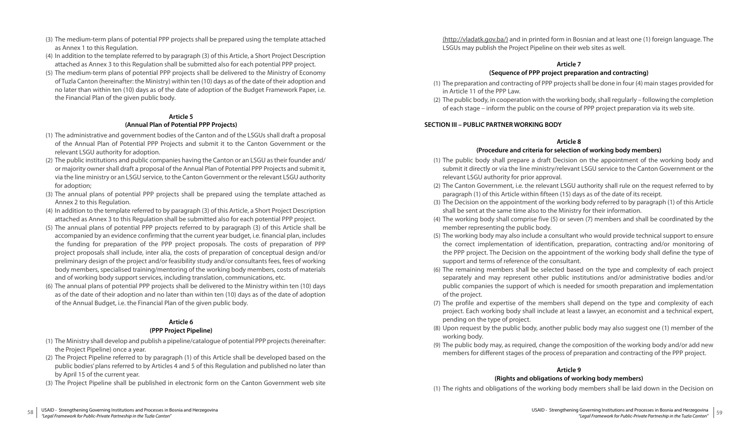(3) The medium-term plans of potential PPP projects shall be prepared using the template attached as Annex 1 to this Regulation.

(4) In addition to the template referred to by paragraph (3) of this Article, a Short Project Description attached as Annex 3 to this Regulation shall be submitted also for each potential PPP project.

(5) The medium-term plans of potential PPP projects shall be delivered to the Ministry of Economy of Tuzla Canton (hereinafter: the Ministry) within ten (10) days as of the date of their adoption and no later than within ten (10) days as of the date of adoption of the Budget Framework Paper, i.e. the Financial Plan of the given public body.

**Article 5**
**(Annual Plan of Potential PPP Projects)**

(1) The administrative and government bodies of the Canton and of the LSGUs shall draft a proposal of the Annual Plan of Potential PPP Projects and submit it to the Canton Government or the relevant LSGU authority for adoption.

(2) The public institutions and public companies having the Canton or an LSGU as their founder and/or majority owner shall draft a proposal of the Annual Plan of Potential PPP Projects and submit it, via the line ministry or an LSGU service, to the Canton Government or the relevant LSGU authority for adoption;

(3) The annual plans of potential PPP projects shall be prepared using the template attached as Annex 2 to this Regulation.

(4) In addition to the template referred to by paragraph (3) of this Article, a Short Project Description attached as Annex 3 to this Regulation shall be submitted also for each potential PPP project.

(5) The annual plans of potential PPP projects referred to by paragraph (3) of this Article shall be accompanied by an evidence confirming that the current year budget, i.e. financial plan, includes the funding for preparation of the PPP project proposals. The costs of preparation of PPP project proposals shall include, inter alia, the costs of preparation of conceptual design and/or preliminary design of the project and/or feasibility study and/or consultants fees, fees of working body members, specialised training/mentoring of the working body members, costs of materials and of working body support services, including translation, communications, etc.

(6) The annual plans of potential PPP projects shall be delivered to the Ministry within ten (10) days as of the date of their adoption and no later than within ten (10) days as of the date of adoption of the Annual Budget, i.e. the Financial Plan of the given public body.

**Article 6**
**(PPP Project Pipeline)**

(1) The Ministry shall develop and publish a pipeline/catalogue of potential PPP projects (hereinafter: the Project Pipeline) once a year.

(2) The Project Pipeline referred to by paragraph (1) of this Article shall be developed based on the public bodies' plans referred to by Articles 4 and 5 of this Regulation and published no later than by April 15 of the current year.

(3) The Project Pipeline shall be published in electronic form on the Canton Government web site (http://vladatk.gov.ba/) and in printed form in Bosnian and at least one (1) foreign language. The LSGUs may publish the Project Pipeline on their web sites as well.

**Article 7**
**(Sequence of PPP project preparation and contracting)**

(1) The preparation and contracting of PPP projects shall be done in four (4) main stages provided for in Article 11 of the PPP Law.

(2) The public body, in cooperation with the working body, shall regularly – following the completion of each stage – inform the public on the course of PPP project preparation via its web site.

**SECTION III – PUBLIC PARTNER WORKING BODY**

**Article 8**
**(Procedure and criteria for selection of working body members)**

(1) The public body shall prepare a draft Decision on the appointment of the working body and submit it directly or via the line ministry/relevant LSGU service to the Canton Government or the relevant LSGU authority for prior approval.

(2) The Canton Government, i.e. the relevant LSGU authority shall rule on the request referred to by paragraph (1) of this Article within fifteen (15) days as of the date of its receipt.

(3) The Decision on the appointment of the working body referred to by paragraph (1) of this Article shall be sent at the same time also to the Ministry for their information.

(4) The working body shall comprise five (5) or seven (7) members and shall be coordinated by the member representing the public body.

(5) The working body may also include a consultant who would provide technical support to ensure the correct implementation of identification, preparation, contracting and/or monitoring of the PPP project. The Decision on the appointment of the working body shall define the type of support and terms of reference of the consultant.

(6) The remaining members shall be selected based on the type and complexity of each project separately and may represent other public institutions and/or administrative bodies and/or public companies the support of which is needed for smooth preparation and implementation of the project.

(7) The profile and expertise of the members shall depend on the type and complexity of each project. Each working body shall include at least a lawyer, an economist and a technical expert, pending on the type of project.

(8) Upon request by the public body, another public body may also suggest one (1) member of the working body.

(9) The public body may, as required, change the composition of the working body and/or add new members for different stages of the process of preparation and contracting of the PPP project.

**Article 9**
**(Rights and obligations of working body members)**

(1) The rights and obligations of the working body members shall be laid down in the Decision on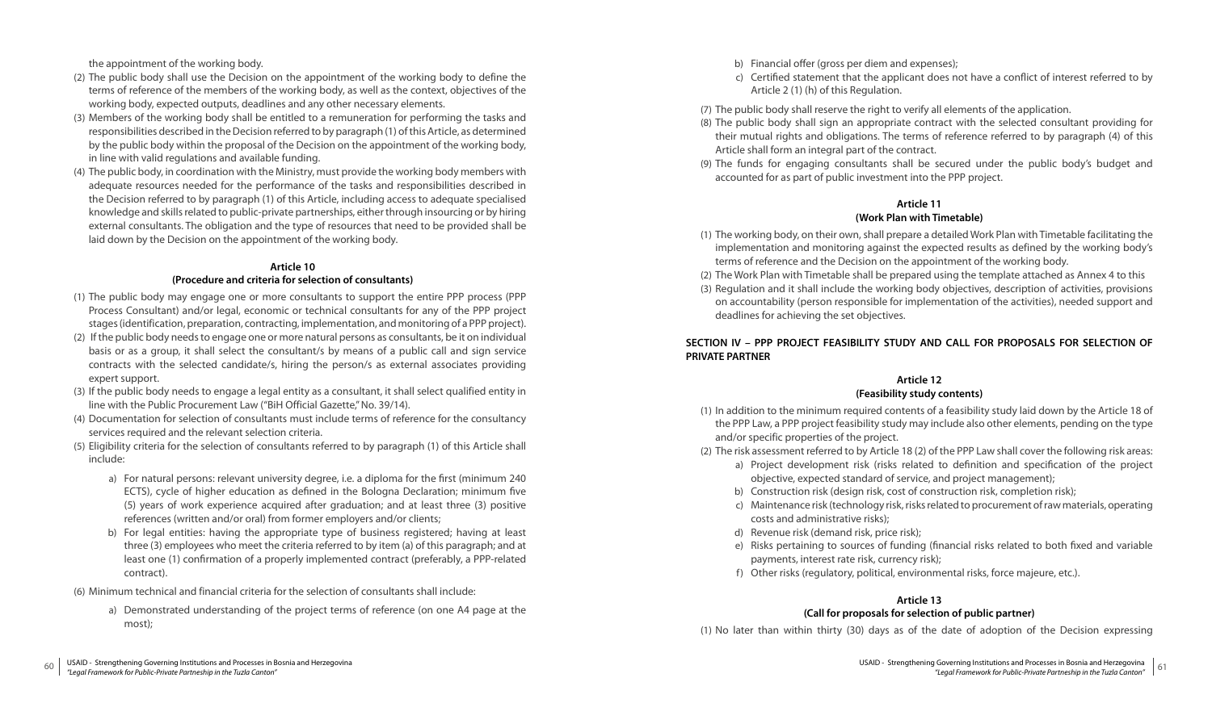the appointment of the working body.

(2) The public body shall use the Decision on the appointment of the working body to define the terms of reference of the members of the working body, as well as the context, objectives of the working body, expected outputs, deadlines and any other necessary elements.

(3) Members of the working body shall be entitled to a remuneration for performing the tasks and responsibilities described in the Decision referred to by paragraph (1) of this Article, as determined by the public body within the proposal of the Decision on the appointment of the working body, in line with valid regulations and available funding.

(4) The public body, in coordination with the Ministry, must provide the working body members with adequate resources needed for the performance of the tasks and responsibilities described in the Decision referred to by paragraph (1) of this Article, including access to adequate specialised knowledge and skills related to public-private partnerships, either through insourcing or by hiring external consultants. The obligation and the type of resources that need to be provided shall be laid down by the Decision on the appointment of the working body.

**Article 10**
**(Procedure and criteria for selection of consultants)**

(1) The public body may engage one or more consultants to support the entire PPP process (PPP Process Consultant) and/or legal, economic or technical consultants for any of the PPP project stages (identification, preparation, contracting, implementation, and monitoring of a PPP project).

(2) If the public body needs to engage one or more natural persons as consultants, be it on individual basis or as a group, it shall select the consultant/s by means of a public call and sign service contracts with the selected candidate/s, hiring the person/s as external associates providing expert support.

(3) If the public body needs to engage a legal entity as a consultant, it shall select qualified entity in line with the Public Procurement Law ("BiH Official Gazette," No. 39/14).

(4) Documentation for selection of consultants must include terms of reference for the consultancy services required and the relevant selection criteria.

(5) Eligibility criteria for the selection of consultants referred to by paragraph (1) of this Article shall include:

   a) For natural persons: relevant university degree, i.e. a diploma for the first (minimum 240 ECTS), cycle of higher education as defined in the Bologna Declaration; minimum five (5) years of work experience acquired after graduation; and at least three (3) positive references (written and/or oral) from former employers and/or clients;

   b) For legal entities: having the appropriate type of business registered; having at least three (3) employees who meet the criteria referred to by item (a) of this paragraph; and at least one (1) confirmation of a properly implemented contract (preferably, a PPP-related contract).

(6) Minimum technical and financial criteria for the selection of consultants shall include:

   a) Demonstrated understanding of the project terms of reference (on one A4 page at the most);

   b) Financial offer (gross per diem and expenses);

   c) Certified statement that the applicant does not have a conflict of interest referred to by Article 2 (1) (h) of this Regulation.

(7) The public body shall reserve the right to verify all elements of the application.

(8) The public body shall sign an appropriate contract with the selected consultant providing for their mutual rights and obligations. The terms of reference referred to by paragraph (4) of this Article shall form an integral part of the contract.

(9) The funds for engaging consultants shall be secured under the public body's budget and accounted for as part of public investment into the PPP project.

**Article 11**
**(Work Plan with Timetable)**

(1) The working body, on their own, shall prepare a detailed Work Plan with Timetable facilitating the implementation and monitoring against the expected results as defined by the working body's terms of reference and the Decision on the appointment of the working body.

(2) The Work Plan with Timetable shall be prepared using the template attached as Annex 4 to this

(3) Regulation and it shall include the working body objectives, description of activities, provisions on accountability (person responsible for implementation of the activities), needed support and deadlines for achieving the set objectives.

## SECTION IV – PPP PROJECT FEASIBILITY STUDY AND CALL FOR PROPOSALS FOR SELECTION OF PRIVATE PARTNER

**Article 12**
**(Feasibility study contents)**

(1) In addition to the minimum required contents of a feasibility study laid down by the Article 18 of the PPP Law, a PPP project feasibility study may include also other elements, pending on the type and/or specific properties of the project.

(2) The risk assessment referred to by Article 18 (2) of the PPP Law shall cover the following risk areas:

   a) Project development risk (risks related to definition and specification of the project objective, expected standard of service, and project management);

   b) Construction risk (design risk, cost of construction risk, completion risk);

   c) Maintenance risk (technology risk, risks related to procurement of raw materials, operating costs and administrative risks);

   d) Revenue risk (demand risk, price risk);

   e) Risks pertaining to sources of funding (financial risks related to both fixed and variable payments, interest rate risk, currency risk);

   f) Other risks (regulatory, political, environmental risks, force majeure, etc.).

**Article 13**
**(Call for proposals for selection of public partner)**

(1) No later than within thirty (30) days as of the date of adoption of the Decision expressing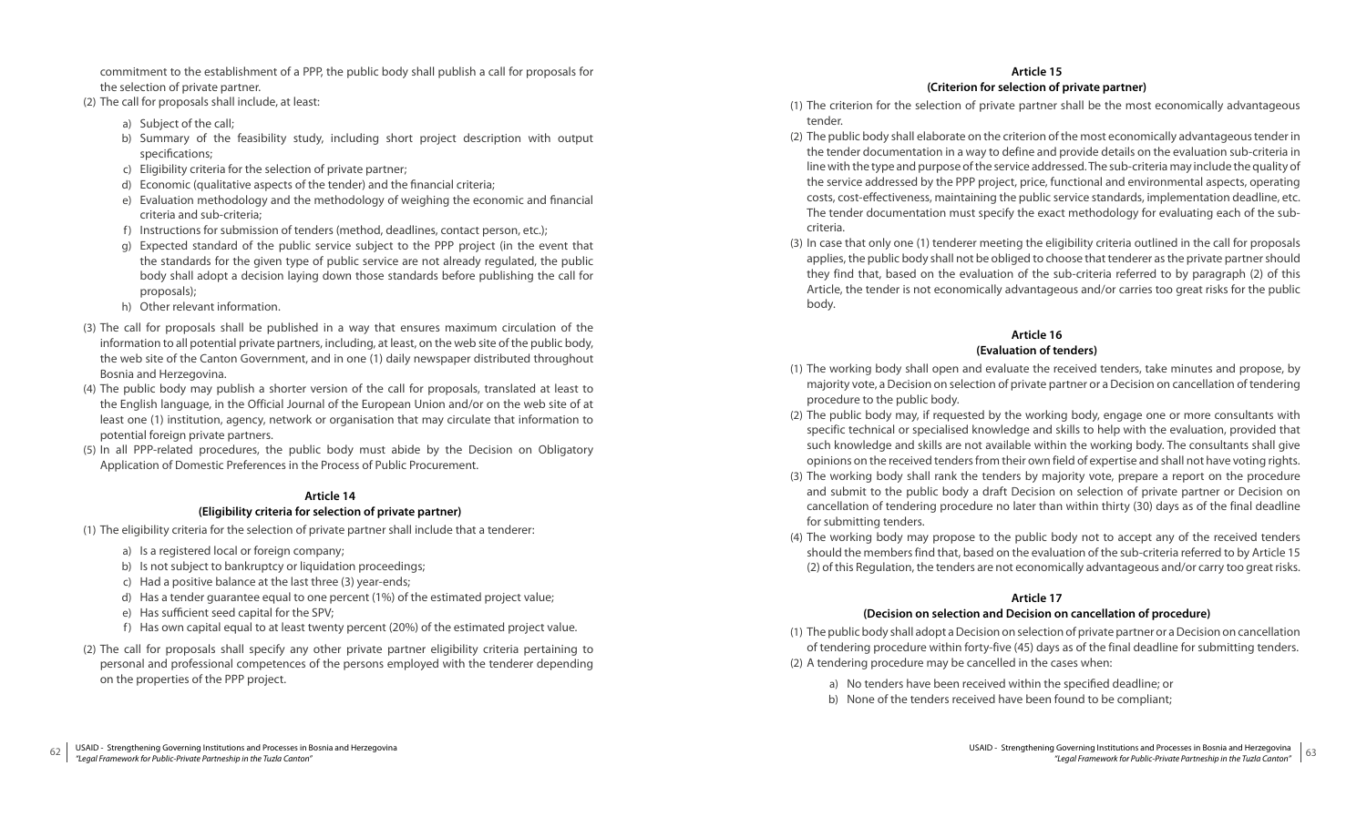commitment to the establishment of a PPP, the public body shall publish a call for proposals for the selection of private partner.

(2) The call for proposals shall include, at least:

a) Subject of the call;
b) Summary of the feasibility study, including short project description with output specifications;
c) Eligibility criteria for the selection of private partner;
d) Economic (qualitative aspects of the tender) and the financial criteria;
e) Evaluation methodology and the methodology of weighing the economic and financial criteria and sub-criteria;
f) Instructions for submission of tenders (method, deadlines, contact person, etc.);
g) Expected standard of the public service subject to the PPP project (in the event that the standards for the given type of public service are not already regulated, the public body shall adopt a decision laying down those standards before publishing the call for proposals);
h) Other relevant information.

(3) The call for proposals shall be published in a way that ensures maximum circulation of the information to all potential private partners, including, at least, on the web site of the public body, the web site of the Canton Government, and in one (1) daily newspaper distributed throughout Bosnia and Herzegovina.

(4) The public body may publish a shorter version of the call for proposals, translated at least to the English language, in the Official Journal of the European Union and/or on the web site of at least one (1) institution, agency, network or organisation that may circulate that information to potential foreign private partners.

(5) In all PPP-related procedures, the public body must abide by the Decision on Obligatory Application of Domestic Preferences in the Process of Public Procurement.

### Article 14
### (Eligibility criteria for selection of private partner)

(1) The eligibility criteria for the selection of private partner shall include that a tenderer:

a) Is a registered local or foreign company;
b) Is not subject to bankruptcy or liquidation proceedings;
c) Had a positive balance at the last three (3) year-ends;
d) Has a tender guarantee equal to one percent (1%) of the estimated project value;
e) Has sufficient seed capital for the SPV;
f) Has own capital equal to at least twenty percent (20%) of the estimated project value.

(2) The call for proposals shall specify any other private partner eligibility criteria pertaining to personal and professional competences of the persons employed with the tenderer depending on the properties of the PPP project.

### Article 15
### (Criterion for selection of private partner)

(1) The criterion for the selection of private partner shall be the most economically advantageous tender.

(2) The public body shall elaborate on the criterion of the most economically advantageous tender in the tender documentation in a way to define and provide details on the evaluation sub-criteria in line with the type and purpose of the service addressed. The sub-criteria may include the quality of the service addressed by the PPP project, price, functional and environmental aspects, operating costs, cost-effectiveness, maintaining the public service standards, implementation deadline, etc. The tender documentation must specify the exact methodology for evaluating each of the sub-criteria.

(3) In case that only one (1) tenderer meeting the eligibility criteria outlined in the call for proposals applies, the public body shall not be obliged to choose that tenderer as the private partner should they find that, based on the evaluation of the sub-criteria referred to by paragraph (2) of this Article, the tender is not economically advantageous and/or carries too great risks for the public body.

### Article 16
### (Evaluation of tenders)

(1) The working body shall open and evaluate the received tenders, take minutes and propose, by majority vote, a Decision on selection of private partner or a Decision on cancellation of tendering procedure to the public body.

(2) The public body may, if requested by the working body, engage one or more consultants with specific technical or specialised knowledge and skills to help with the evaluation, provided that such knowledge and skills are not available within the working body. The consultants shall give opinions on the received tenders from their own field of expertise and shall not have voting rights.

(3) The working body shall rank the tenders by majority vote, prepare a report on the procedure and submit to the public body a draft Decision on selection of private partner or Decision on cancellation of tendering procedure no later than within thirty (30) days as of the final deadline for submitting tenders.

(4) The working body may propose to the public body not to accept any of the received tenders should the members find that, based on the evaluation of the sub-criteria referred to by Article 15 (2) of this Regulation, the tenders are not economically advantageous and/or carry too great risks.

### Article 17
### (Decision on selection and Decision on cancellation of procedure)

(1) The public body shall adopt a Decision on selection of private partner or a Decision on cancellation of tendering procedure within forty-five (45) days as of the final deadline for submitting tenders.

(2) A tendering procedure may be cancelled in the cases when:

a) No tenders have been received within the specified deadline; or
b) None of the tenders received have been found to be compliant;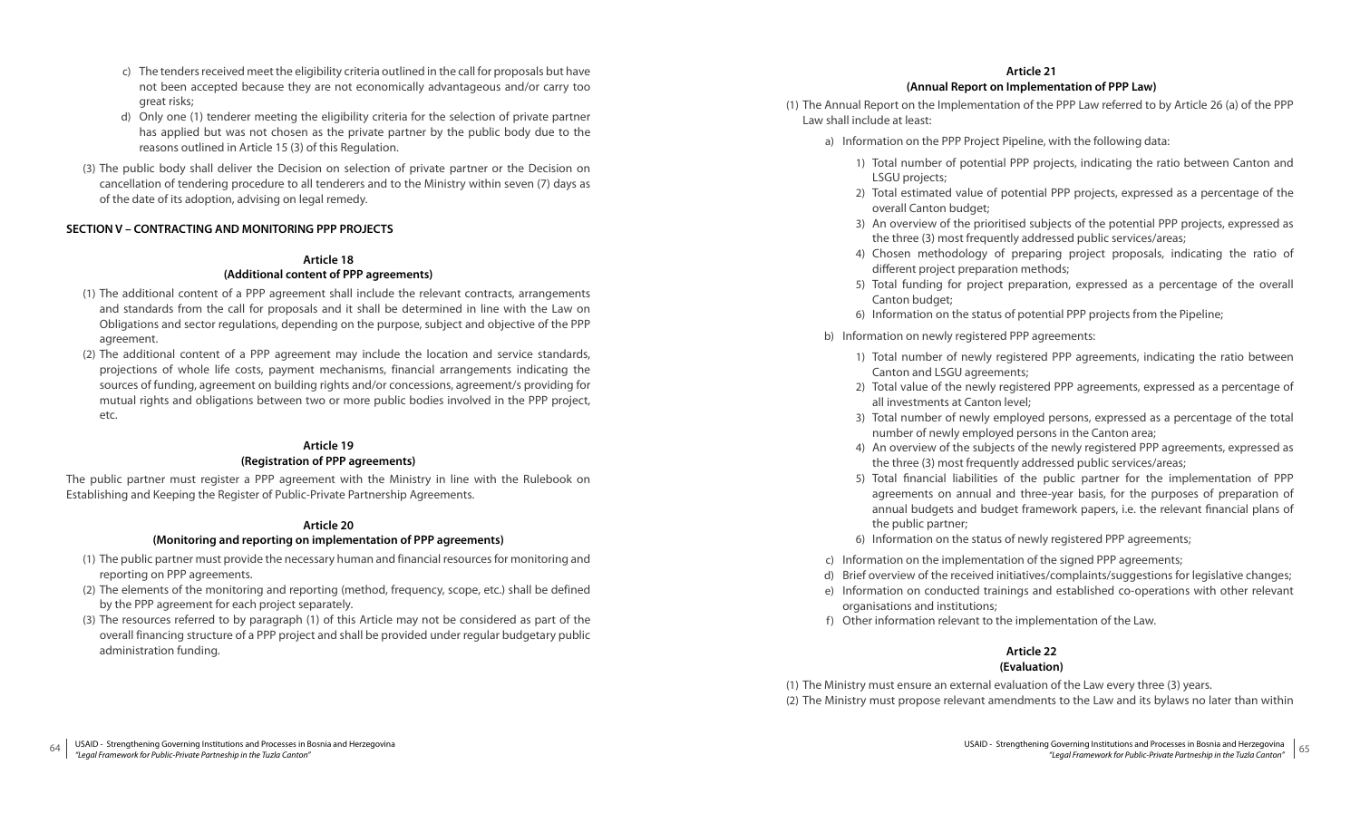c) The tenders received meet the eligibility criteria outlined in the call for proposals but have not been accepted because they are not economically advantageous and/or carry too great risks;
d) Only one (1) tenderer meeting the eligibility criteria for the selection of private partner has applied but was not chosen as the private partner by the public body due to the reasons outlined in Article 15 (3) of this Regulation.

(3) The public body shall deliver the Decision on selection of private partner or the Decision on cancellation of tendering procedure to all tenderers and to the Ministry within seven (7) days as of the date of its adoption, advising on legal remedy.

**SECTION V – CONTRACTING AND MONITORING PPP PROJECTS**

**Article 18**
**(Additional content of PPP agreements)**

(1) The additional content of a PPP agreement shall include the relevant contracts, arrangements and standards from the call for proposals and it shall be determined in line with the Law on Obligations and sector regulations, depending on the purpose, subject and objective of the PPP agreement.
(2) The additional content of a PPP agreement may include the location and service standards, projections of whole life costs, payment mechanisms, financial arrangements indicating the sources of funding, agreement on building rights and/or concessions, agreement/s providing for mutual rights and obligations between two or more public bodies involved in the PPP project, etc.

**Article 19**
**(Registration of PPP agreements)**

The public partner must register a PPP agreement with the Ministry in line with the Rulebook on Establishing and Keeping the Register of Public-Private Partnership Agreements.

**Article 20**
**(Monitoring and reporting on implementation of PPP agreements)**

(1) The public partner must provide the necessary human and financial resources for monitoring and reporting on PPP agreements.
(2) The elements of the monitoring and reporting (method, frequency, scope, etc.) shall be defined by the PPP agreement for each project separately.
(3) The resources referred to by paragraph (1) of this Article may not be considered as part of the overall financing structure of a PPP project and shall be provided under regular budgetary public administration funding.

**Article 21**
**(Annual Report on Implementation of PPP Law)**

(1) The Annual Report on the Implementation of the PPP Law referred to by Article 26 (a) of the PPP Law shall include at least:

a) Information on the PPP Project Pipeline, with the following data:
   1) Total number of potential PPP projects, indicating the ratio between Canton and LSGU projects;
   2) Total estimated value of potential PPP projects, expressed as a percentage of the overall Canton budget;
   3) An overview of the prioritised subjects of the potential PPP projects, expressed as the three (3) most frequently addressed public services/areas;
   4) Chosen methodology of preparing project proposals, indicating the ratio of different project preparation methods;
   5) Total funding for project preparation, expressed as a percentage of the overall Canton budget;
   6) Information on the status of potential PPP projects from the Pipeline;

b) Information on newly registered PPP agreements:
   1) Total number of newly registered PPP agreements, indicating the ratio between Canton and LSGU agreements;
   2) Total value of the newly registered PPP agreements, expressed as a percentage of all investments at Canton level;
   3) Total number of newly employed persons, expressed as a percentage of the total number of newly employed persons in the Canton area;
   4) An overview of the subjects of the newly registered PPP agreements, expressed as the three (3) most frequently addressed public services/areas;
   5) Total financial liabilities of the public partner for the implementation of PPP agreements on annual and three-year basis, for the purposes of preparation of annual budgets and budget framework papers, i.e. the relevant financial plans of the public partner;
   6) Information on the status of newly registered PPP agreements;

c) Information on the implementation of the signed PPP agreements;
d) Brief overview of the received initiatives/complaints/suggestions for legislative changes;
e) Information on conducted trainings and established co-operations with other relevant organisations and institutions;
f) Other information relevant to the implementation of the Law.

**Article 22**
**(Evaluation)**

(1) The Ministry must ensure an external evaluation of the Law every three (3) years.
(2) The Ministry must propose relevant amendments to the Law and its bylaws no later than within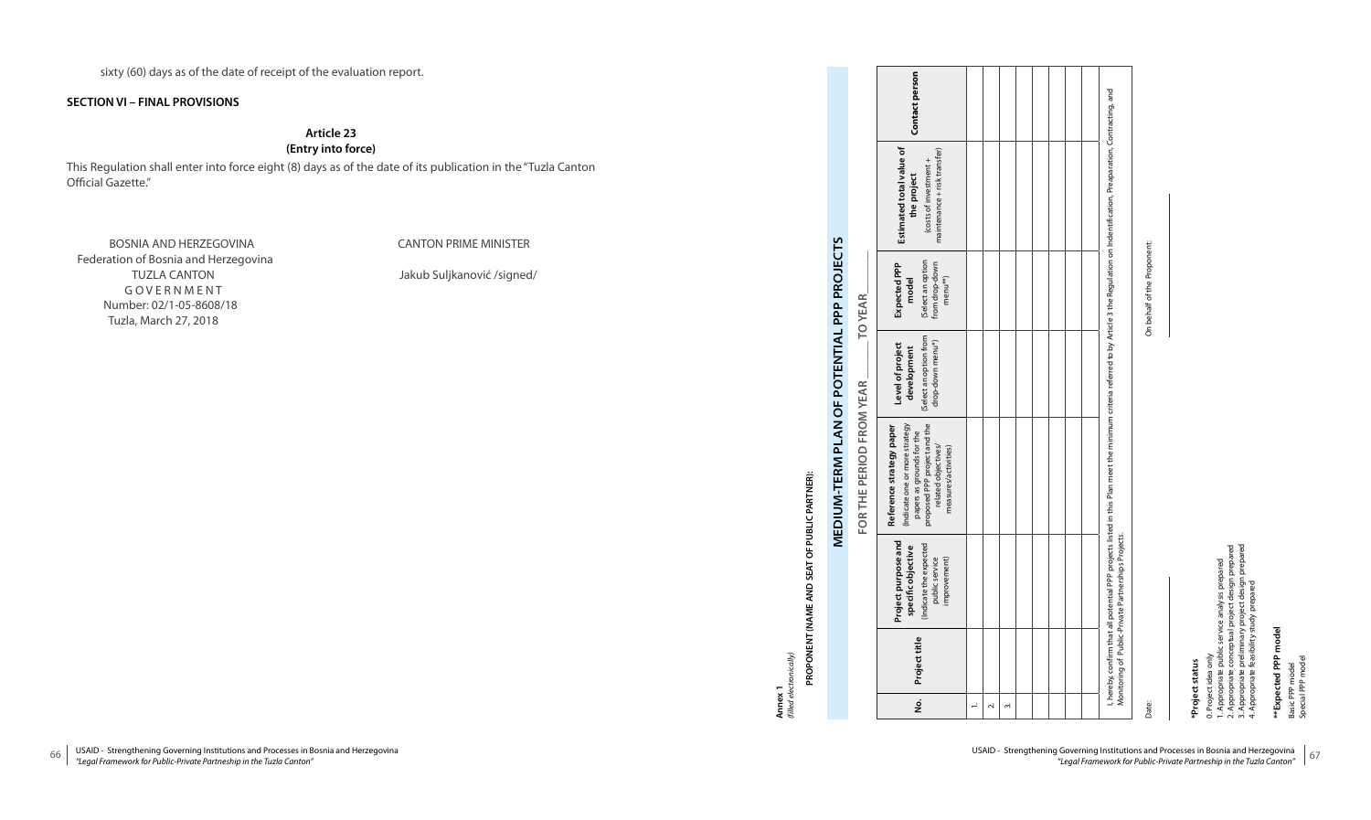sixty (60) days as of the date of receipt of the evaluation report.

**SECTION VI – FINAL PROVISIONS**

**Article 23**
**(Entry into force)**

This Regulation shall enter into force eight (8) days as of the date of its publication in the "Tuzla Canton Official Gazette."

BOSNIA AND HERZEGOVINA
Federation of Bosnia and Herzegovina
TUZLA CANTON
G O V E R N M E N T
Number: 02/1-05-8608/18
Tuzla, March 27, 2018

CANTON PRIME MINISTER

Jakub Suljkanović /signed/

**Annex 1**
*(filled electronically)*

**PROPONENT (NAME AND SEAT OF PUBLIC PARTNER):**

## MEDIUM-TERM PLAN OF POTENTIAL PPP PROJECTS

FOR THE PERIOD FROM YEAR ______ TO YEAR ______

| No. | Project title | Project purpose and specific objective (Indicate the expected public service improvement) | Reference strategy paper (Indicate one or more strategy papers as grounds for the proposed PPP project and the related objectives/ measures/activities) | Level of project development (Select an option from drop-down menu*) | Expected PPP model (Select an option from drop-down menu**) | Estimated total value of the project (costs of investment + maintenance + risk transfer) | Contact person |
|---|---|---|---|---|---|---|---|
| 1. | | | | | | | |
| 2. | | | | | | | |
| 3. | | | | | | | |
| | | | | | | | |
| | | | | | | | |
| | | | | | | | |
| | | | | | | | |
| | | | | | | | |

I, hereby, confirm that all potential PPP projects listed in this Plan meet the minimum criteria referred to by Article 3 the Regulation on Indentification, Preaparation, Contracting, and Monitoring of Public-Private Partnerships Projects.

Date: ______________________

On behalf of the Proponent: ______________________

***Project status**
0. Project idea only
1. Appropriate public service analysis prepared
2. Appropriate conceptual project design prepared
3. Appropriate preliminary project design prepared
4. Appropriate feasibility study prepared

****Expected PPP model**
Basic PPP model
Special PPP model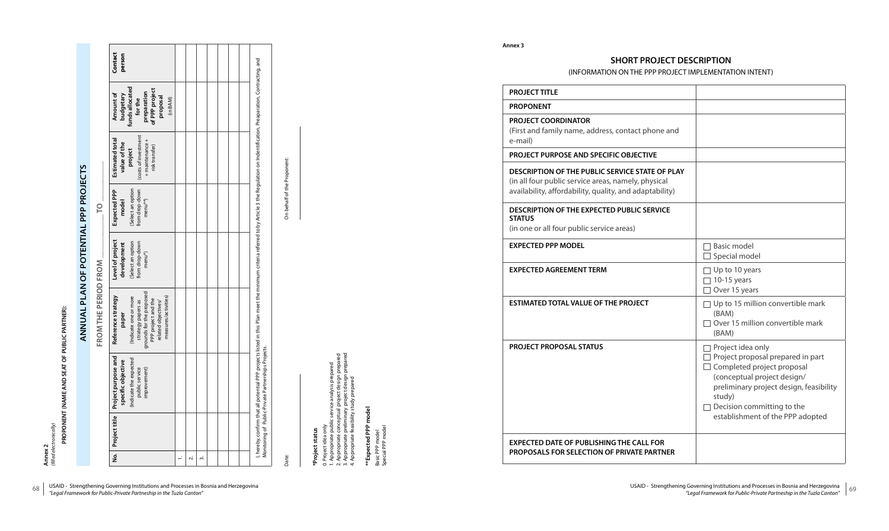**Annex 2**
*(filled electronically)*

**PROPONENT (NAME AND SEAT OF PUBLIC PARTNER):**

## ANNUAL PLAN OF POTENTIAL PPP PROJECTS

### FROM THE PERIOD FROM ________ TO ________

| No. | Project title | Project purpose and specific objective (Indicate the expected public service improvement) | Reference strategy paper (Indicate one or more strategy papers as grounds for the proposed PPP project and the related objectives/ measures/activities) | Level of project development (Select an option from drop-down menu*) | Expected PPP model (Select an option from drop-down menu**) | Estimated total value of the project (costs of investment + maintenance + risk transfer) | Amount of budgetary funds allocated for the preparation of PPP project proposal (in BAM) | Contact person |
|---|---|---|---|---|---|---|---|---|
| 1. | | | | | | | | |
| 2. | | | | | | | | |
| 3. | | | | | | | | |
| | | | | | | | | |
| | | | | | | | | |
| | | | | | | | | |

I, hereby, confirm that all potential PPP projects listed in this Plan meet the minimum criteria referred to by Article 3 the Regulation on Indentification, Preaparation, Contracting, and Monitoring of Public-Private Partnerships Projects.

Date: ____________

On behalf of the Proponent: ____________

**\*Project status**
0. Project idea only
1. Appropriate public service analysis prepared
2. Appropriate conceptual project design prepared
3. Appropriate preliminary project design prepared
4. Appropriate feasibility study prepared

**\*\*Expected PPP model**
Basic PPP model
Special PPP model

**Annex 3**

## SHORT PROJECT DESCRIPTION

(INFORMATION ON THE PPP PROJECT IMPLEMENTATION INTENT)

| | |
|---|---|
| **PROJECT TITLE** | |
| **PROPONENT** | |
| **PROJECT COORDINATOR** (First and family name, address, contact phone and e-mail) | |
| **PROJECT PURPOSE AND SPECIFIC OBJECTIVE** | |
| **DESCRIPTION OF THE PUBLIC SERVICE STATE OF PLAY** (in all four public service areas, namely, physical availability, affordability, quality, and adaptability) | |
| **DESCRIPTION OF THE EXPECTED PUBLIC SERVICE STATUS** (in one or all four public service areas) | |
| **EXPECTED PPP MODEL** | ☐ Basic model<br>☐ Special model |
| **EXPECTED AGREEMENT TERM** | ☐ Up to 10 years<br>☐ 10-15 years<br>☐ Over 15 years |
| **ESTIMATED TOTAL VALUE OF THE PROJECT** | ☐ Up to 15 million convertible mark (BAM)<br>☐ Over 15 million convertible mark (BAM) |
| **PROJECT PROPOSAL STATUS** | ☐ Project idea only<br>☐ Project proposal prepared in part<br>☐ Completed project proposal (conceptual project design/ preliminary project design, feasibility study)<br>☐ Decision committing to the establishment of the PPP adopted |
| **EXPECTED DATE OF PUBLISHING THE CALL FOR PROPOSALS FOR SELECTION OF PRIVATE PARTNER** | |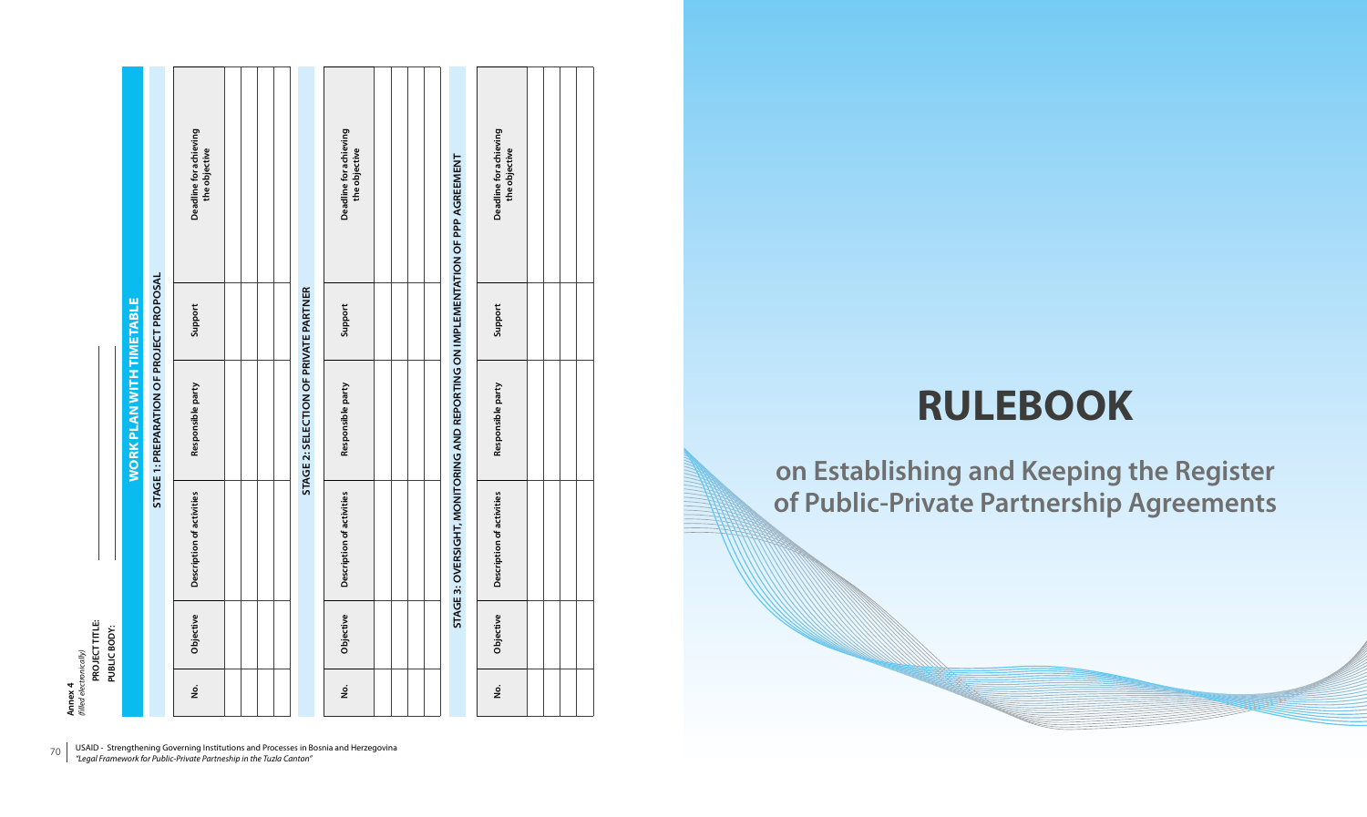**Annex 4**
*(filled electronically)*

**PROJECT TITLE:** ____________________

**PUBLIC BODY:** ____________________

## WORK PLAN WITH TIMETABLE

| No. | Objective | Description of activities | Responsible party | Support | Deadline for achieving the objective |
|---|---|---|---|---|---|
| **STAGE 1: PREPARATION OF PROJECT PROPOSAL** | | | | | |
| | | | | | |
| | | | | | |
| | | | | | |
| | | | | | |
| **STAGE 2: SELECTION OF PRIVATE PARTNER** | | | | | |
| | | | | | |
| | | | | | |
| | | | | | |
| | | | | | |
| **STAGE 3: OVERSIGHT, MONITORING AND REPORTING ON IMPLEMENTATION OF PPP AGREEMENT** | | | | | |
| | | | | | |
| | | | | | |
| | | | | | |
| | | | | | |

# RULEBOOK

## on Establishing and Keeping the Register of Public-Private Partnership Agreements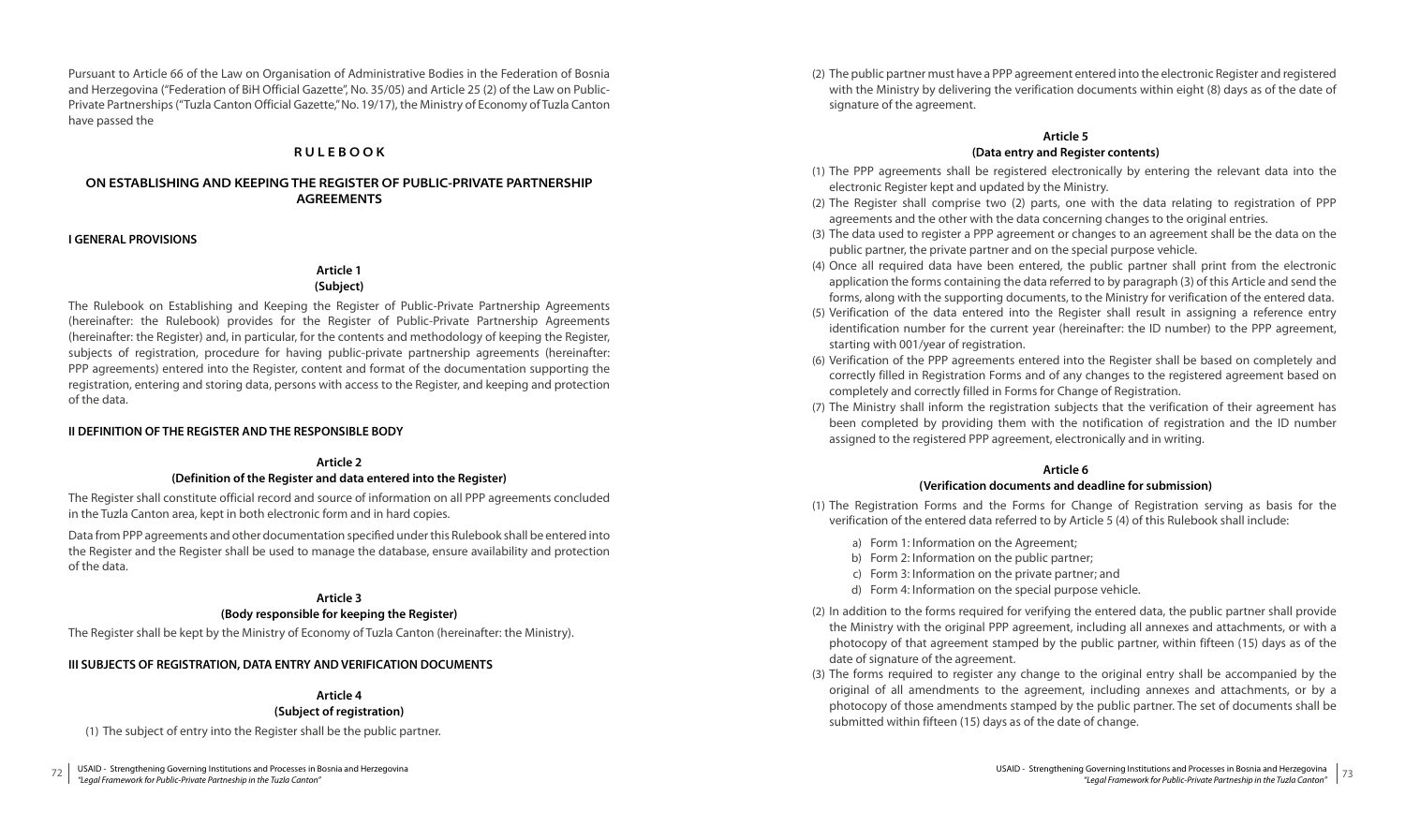Pursuant to Article 66 of the Law on Organisation of Administrative Bodies in the Federation of Bosnia and Herzegovina ("Federation of BiH Official Gazette", No. 35/05) and Article 25 (2) of the Law on Public-Private Partnerships ("Tuzla Canton Official Gazette," No. 19/17), the Ministry of Economy of Tuzla Canton have passed the

# RULEBOOK

## ON ESTABLISHING AND KEEPING THE REGISTER OF PUBLIC-PRIVATE PARTNERSHIP AGREEMENTS

### I GENERAL PROVISIONS

**Article 1**
**(Subject)**

The Rulebook on Establishing and Keeping the Register of Public-Private Partnership Agreements (hereinafter: the Rulebook) provides for the Register of Public-Private Partnership Agreements (hereinafter: the Register) and, in particular, for the contents and methodology of keeping the Register, subjects of registration, procedure for having public-private partnership agreements (hereinafter: PPP agreements) entered into the Register, content and format of the documentation supporting the registration, entering and storing data, persons with access to the Register, and keeping and protection of the data.

### II DEFINITION OF THE REGISTER AND THE RESPONSIBLE BODY

**Article 2**
**(Definition of the Register and data entered into the Register)**

The Register shall constitute official record and source of information on all PPP agreements concluded in the Tuzla Canton area, kept in both electronic form and in hard copies.

Data from PPP agreements and other documentation specified under this Rulebook shall be entered into the Register and the Register shall be used to manage the database, ensure availability and protection of the data.

**Article 3**
**(Body responsible for keeping the Register)**

The Register shall be kept by the Ministry of Economy of Tuzla Canton (hereinafter: the Ministry).

### III SUBJECTS OF REGISTRATION, DATA ENTRY AND VERIFICATION DOCUMENTS

**Article 4**
**(Subject of registration)**

(1) The subject of entry into the Register shall be the public partner.

(2) The public partner must have a PPP agreement entered into the electronic Register and registered with the Ministry by delivering the verification documents within eight (8) days as of the date of signature of the agreement.

**Article 5**
**(Data entry and Register contents)**

(1) The PPP agreements shall be registered electronically by entering the relevant data into the electronic Register kept and updated by the Ministry.

(2) The Register shall comprise two (2) parts, one with the data relating to registration of PPP agreements and the other with the data concerning changes to the original entries.

(3) The data used to register a PPP agreement or changes to an agreement shall be the data on the public partner, the private partner and on the special purpose vehicle.

(4) Once all required data have been entered, the public partner shall print from the electronic application the forms containing the data referred to by paragraph (3) of this Article and send the forms, along with the supporting documents, to the Ministry for verification of the entered data.

(5) Verification of the data entered into the Register shall result in assigning a reference entry identification number for the current year (hereinafter: the ID number) to the PPP agreement, starting with 001/year of registration.

(6) Verification of the PPP agreements entered into the Register shall be based on completely and correctly filled in Registration Forms and of any changes to the registered agreement based on completely and correctly filled in Forms for Change of Registration.

(7) The Ministry shall inform the registration subjects that the verification of their agreement has been completed by providing them with the notification of registration and the ID number assigned to the registered PPP agreement, electronically and in writing.

**Article 6**
**(Verification documents and deadline for submission)**

(1) The Registration Forms and the Forms for Change of Registration serving as basis for the verification of the entered data referred to by Article 5 (4) of this Rulebook shall include:

a) Form 1: Information on the Agreement;
b) Form 2: Information on the public partner;
c) Form 3: Information on the private partner; and
d) Form 4: Information on the special purpose vehicle.

(2) In addition to the forms required for verifying the entered data, the public partner shall provide the Ministry with the original PPP agreement, including all annexes and attachments, or with a photocopy of that agreement stamped by the public partner, within fifteen (15) days as of the date of signature of the agreement.

(3) The forms required to register any change to the original entry shall be accompanied by the original of all amendments to the agreement, including annexes and attachments, or by a photocopy of those amendments stamped by the public partner. The set of documents shall be submitted within fifteen (15) days as of the date of change.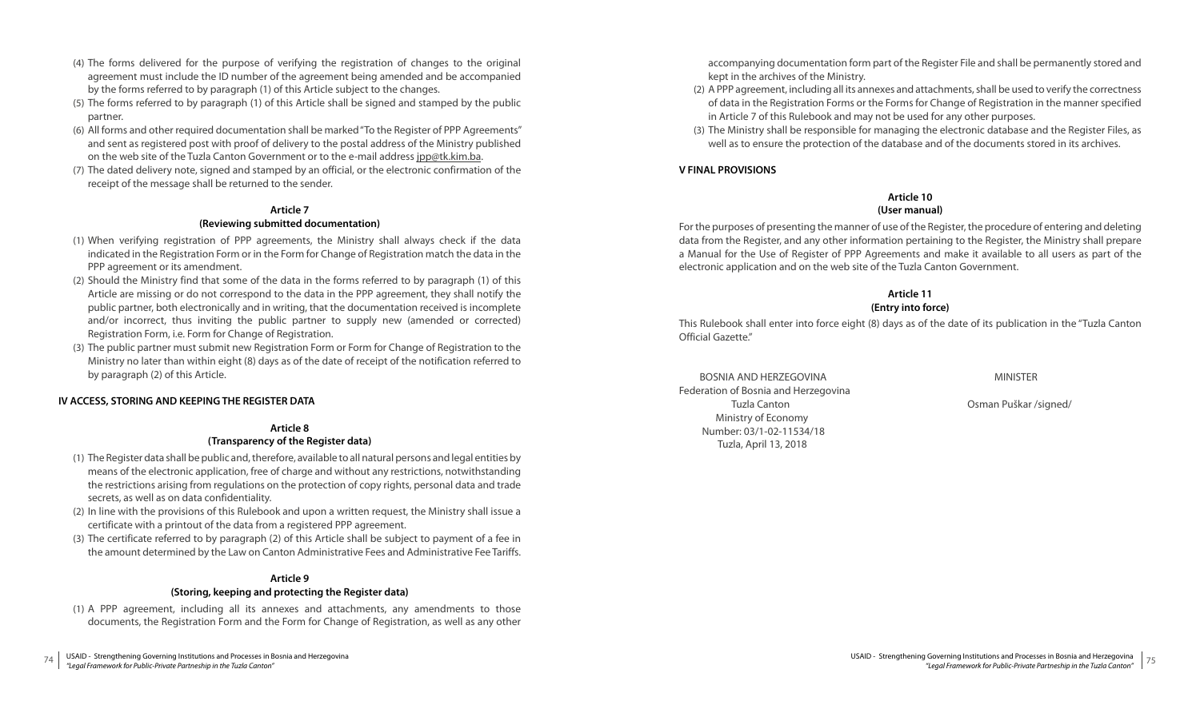(4) The forms delivered for the purpose of verifying the registration of changes to the original agreement must include the ID number of the agreement being amended and be accompanied by the forms referred to by paragraph (1) of this Article subject to the changes.

(5) The forms referred to by paragraph (1) of this Article shall be signed and stamped by the public partner.

(6) All forms and other required documentation shall be marked "To the Register of PPP Agreements" and sent as registered post with proof of delivery to the postal address of the Ministry published on the web site of the Tuzla Canton Government or to the e-mail address jpp@tk.kim.ba.

(7) The dated delivery note, signed and stamped by an official, or the electronic confirmation of the receipt of the message shall be returned to the sender.

### Article 7
### (Reviewing submitted documentation)

(1) When verifying registration of PPP agreements, the Ministry shall always check if the data indicated in the Registration Form or in the Form for Change of Registration match the data in the PPP agreement or its amendment.

(2) Should the Ministry find that some of the data in the forms referred to by paragraph (1) of this Article are missing or do not correspond to the data in the PPP agreement, they shall notify the public partner, both electronically and in writing, that the documentation received is incomplete and/or incorrect, thus inviting the public partner to supply new (amended or corrected) Registration Form, i.e. Form for Change of Registration.

(3) The public partner must submit new Registration Form or Form for Change of Registration to the Ministry no later than within eight (8) days as of the date of receipt of the notification referred to by paragraph (2) of this Article.

## IV ACCESS, STORING AND KEEPING THE REGISTER DATA

### Article 8
### (Transparency of the Register data)

(1) The Register data shall be public and, therefore, available to all natural persons and legal entities by means of the electronic application, free of charge and without any restrictions, notwithstanding the restrictions arising from regulations on the protection of copy rights, personal data and trade secrets, as well as on data confidentiality.

(2) In line with the provisions of this Rulebook and upon a written request, the Ministry shall issue a certificate with a printout of the data from a registered PPP agreement.

(3) The certificate referred to by paragraph (2) of this Article shall be subject to payment of a fee in the amount determined by the Law on Canton Administrative Fees and Administrative Fee Tariffs.

### Article 9
### (Storing, keeping and protecting the Register data)

(1) A PPP agreement, including all its annexes and attachments, any amendments to those documents, the Registration Form and the Form for Change of Registration, as well as any other accompanying documentation form part of the Register File and shall be permanently stored and kept in the archives of the Ministry.

(2) A PPP agreement, including all its annexes and attachments, shall be used to verify the correctness of data in the Registration Forms or the Forms for Change of Registration in the manner specified in Article 7 of this Rulebook and may not be used for any other purposes.

(3) The Ministry shall be responsible for managing the electronic database and the Register Files, as well as to ensure the protection of the database and of the documents stored in its archives.

## V FINAL PROVISIONS

### Article 10
### (User manual)

For the purposes of presenting the manner of use of the Register, the procedure of entering and deleting data from the Register, and any other information pertaining to the Register, the Ministry shall prepare a Manual for the Use of Register of PPP Agreements and make it available to all users as part of the electronic application and on the web site of the Tuzla Canton Government.

### Article 11
### (Entry into force)

This Rulebook shall enter into force eight (8) days as of the date of its publication in the "Tuzla Canton Official Gazette."

BOSNIA AND HERZEGOVINA
Federation of Bosnia and Herzegovina
Tuzla Canton
Ministry of Economy
Number: 03/1-02-11534/18
Tuzla, April 13, 2018

MINISTER

Osman Puškar /signed/